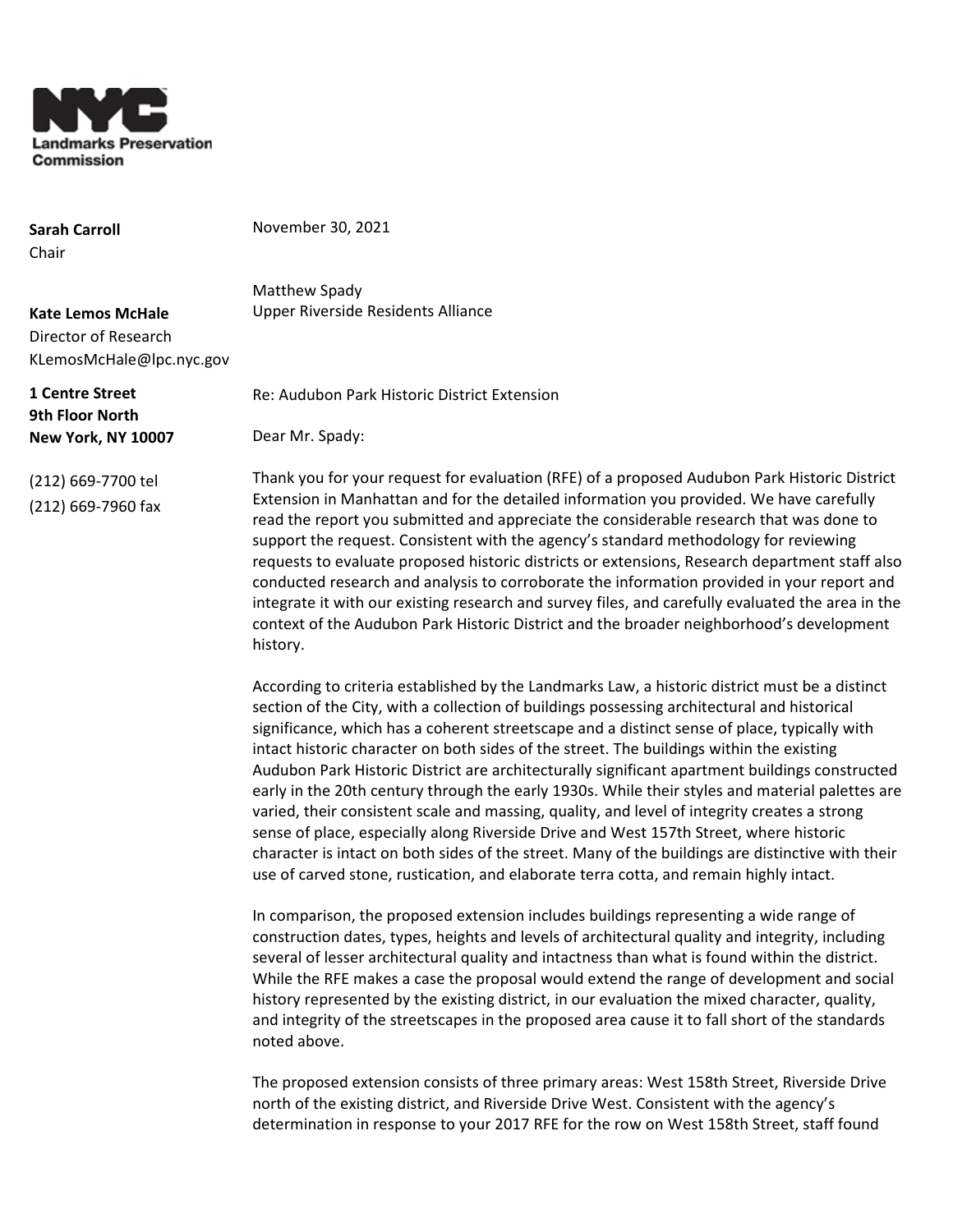**NYC Landmarks Preservation Commission**

**Sarah Carroll**
Chair

**Kate Lemos McHale**
Director of Research
KLemosMcHale@lpc.nyc.gov

**1 Centre Street**
**9th Floor North**
**New York, NY 10007**

(212) 669-7700 tel
(212) 669-7960 fax

November 30, 2021

Matthew Spady
Upper Riverside Residents Alliance

Re: Audubon Park Historic District Extension

Dear Mr. Spady:

Thank you for your request for evaluation (RFE) of a proposed Audubon Park Historic District Extension in Manhattan and for the detailed information you provided. We have carefully read the report you submitted and appreciate the considerable research that was done to support the request. Consistent with the agency's standard methodology for reviewing requests to evaluate proposed historic districts or extensions, Research department staff also conducted research and analysis to corroborate the information provided in your report and integrate it with our existing research and survey files, and carefully evaluated the area in the context of the Audubon Park Historic District and the broader neighborhood's development history.

According to criteria established by the Landmarks Law, a historic district must be a distinct section of the City, with a collection of buildings possessing architectural and historical significance, which has a coherent streetscape and a distinct sense of place, typically with intact historic character on both sides of the street. The buildings within the existing Audubon Park Historic District are architecturally significant apartment buildings constructed early in the 20th century through the early 1930s. While their styles and material palettes are varied, their consistent scale and massing, quality, and level of integrity creates a strong sense of place, especially along Riverside Drive and West 157th Street, where historic character is intact on both sides of the street. Many of the buildings are distinctive with their use of carved stone, rustication, and elaborate terra cotta, and remain highly intact.

In comparison, the proposed extension includes buildings representing a wide range of construction dates, types, heights and levels of architectural quality and integrity, including several of lesser architectural quality and intactness than what is found within the district. While the RFE makes a case the proposal would extend the range of development and social history represented by the existing district, in our evaluation the mixed character, quality, and integrity of the streetscapes in the proposed area cause it to fall short of the standards noted above.

The proposed extension consists of three primary areas: West 158th Street, Riverside Drive north of the existing district, and Riverside Drive West. Consistent with the agency's determination in response to your 2017 RFE for the row on West 158th Street, staff found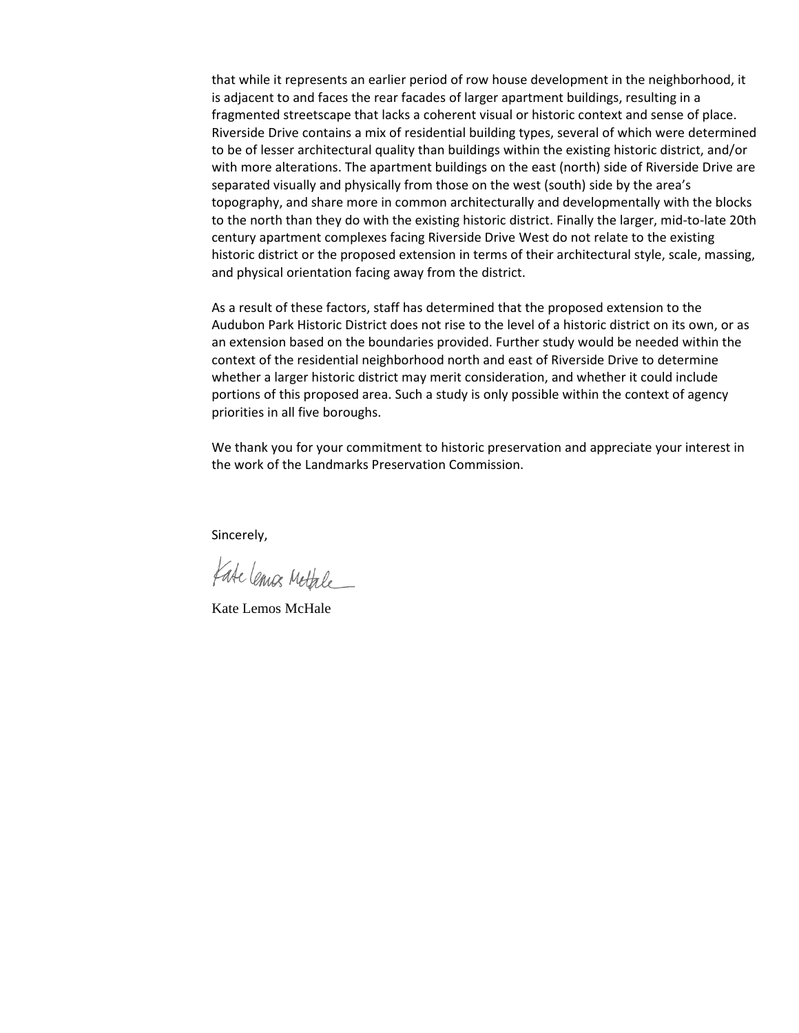that while it represents an earlier period of row house development in the neighborhood, it is adjacent to and faces the rear facades of larger apartment buildings, resulting in a fragmented streetscape that lacks a coherent visual or historic context and sense of place. Riverside Drive contains a mix of residential building types, several of which were determined to be of lesser architectural quality than buildings within the existing historic district, and/or with more alterations. The apartment buildings on the east (north) side of Riverside Drive are separated visually and physically from those on the west (south) side by the area's topography, and share more in common architecturally and developmentally with the blocks to the north than they do with the existing historic district. Finally the larger, mid-to-late 20th century apartment complexes facing Riverside Drive West do not relate to the existing historic district or the proposed extension in terms of their architectural style, scale, massing, and physical orientation facing away from the district.

As a result of these factors, staff has determined that the proposed extension to the Audubon Park Historic District does not rise to the level of a historic district on its own, or as an extension based on the boundaries provided. Further study would be needed within the context of the residential neighborhood north and east of Riverside Drive to determine whether a larger historic district may merit consideration, and whether it could include portions of this proposed area. Such a study is only possible within the context of agency priorities in all five boroughs.

We thank you for your commitment to historic preservation and appreciate your interest in the work of the Landmarks Preservation Commission.

Sincerely,

Kate Lemos McHale

Kate Lemos McHale